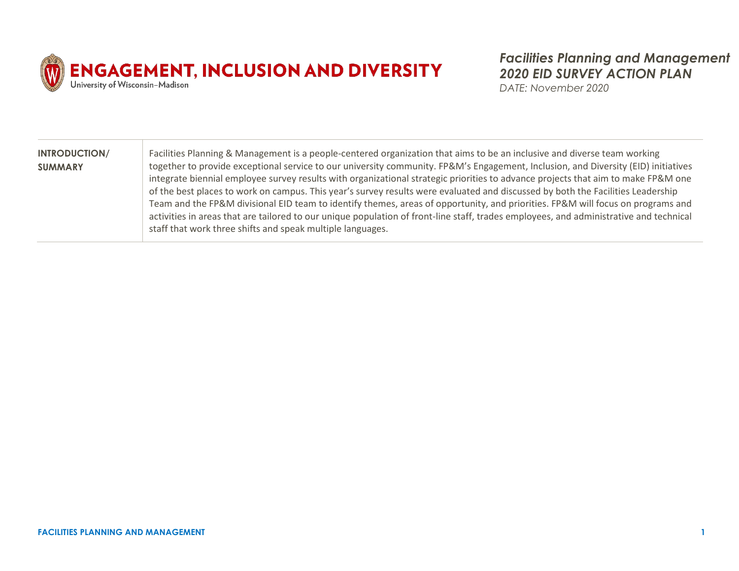# ENGAGEMENT, INCLUSION AND DIVERSITY

University of Wisconsin–Madison

***Facilities Planning and Management***
***2020 EID SURVEY ACTION PLAN***
*DATE: November 2020*

| | |
|---|---|
| **INTRODUCTION/ SUMMARY** | Facilities Planning & Management is a people-centered organization that aims to be an inclusive and diverse team working together to provide exceptional service to our university community. FP&M's Engagement, Inclusion, and Diversity (EID) initiatives integrate biennial employee survey results with organizational strategic priorities to advance projects that aim to make FP&M one of the best places to work on campus. This year's survey results were evaluated and discussed by both the Facilities Leadership Team and the FP&M divisional EID team to identify themes, areas of opportunity, and priorities. FP&M will focus on programs and activities in areas that are tailored to our unique population of front-line staff, trades employees, and administrative and technical staff that work three shifts and speak multiple languages. |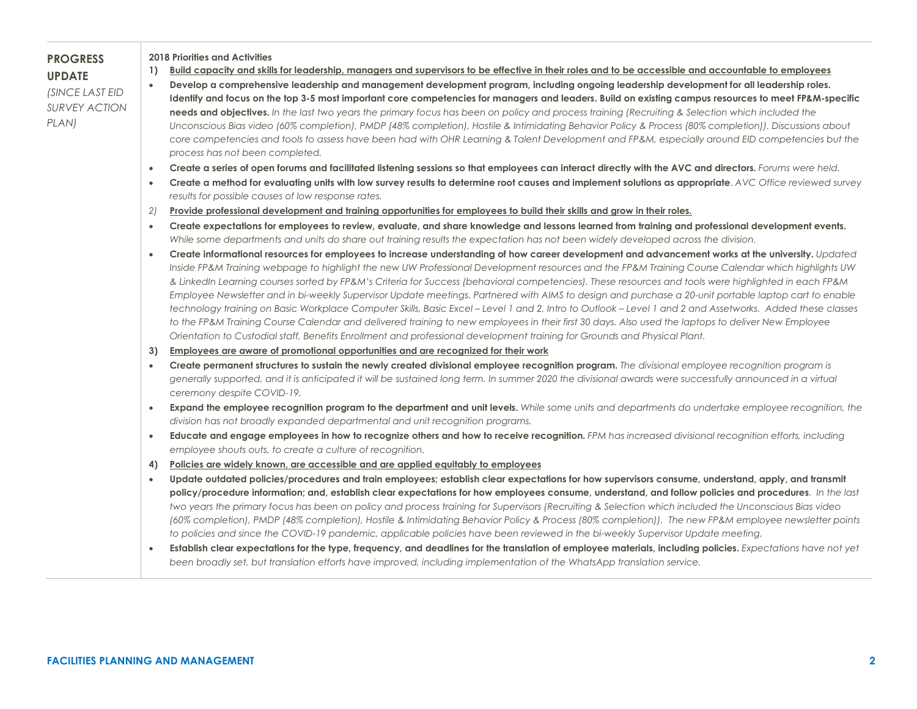**PROGRESS UPDATE**

*(SINCE LAST EID SURVEY ACTION PLAN)*

**2018 Priorities and Activities**

1) **Build capacity and skills for leadership, managers and supervisors to be effective in their roles and to be accessible and accountable to employees**

- **Develop a comprehensive leadership and management development program, including ongoing leadership development for all leadership roles. Identify and focus on the top 3-5 most important core competencies for managers and leaders. Build on existing campus resources to meet FP&M-specific needs and objectives.** *In the last two years the primary focus has been on policy and process training (Recruiting & Selection which included the Unconscious Bias video (60% completion), PMDP (48% completion), Hostile & Intimidating Behavior Policy & Process (80% completion)). Discussions about core competencies and tools to assess have been had with OHR Learning & Talent Development and FP&M, especially around EID competencies but the process has not been completed.*
- **Create a series of open forums and facilitated listening sessions so that employees can interact directly with the AVC and directors.** *Forums were held.*
- **Create a method for evaluating units with low survey results to determine root causes and implement solutions as appropriate**. *AVC Office reviewed survey results for possible causes of low response rates.*

2) **Provide professional development and training opportunities for employees to build their skills and grow in their roles.**

- **Create expectations for employees to review, evaluate, and share knowledge and lessons learned from training and professional development events.** *While some departments and units do share out training results the expectation has not been widely developed across the division.*
- **Create informational resources for employees to increase understanding of how career development and advancement works at the university.** *Updated Inside FP&M Training webpage to highlight the new UW Professional Development resources and the FP&M Training Course Calendar which highlights UW & LinkedIn Learning courses sorted by FP&M's Criteria for Success (behavioral competencies). These resources and tools were highlighted in each FP&M Employee Newsletter and in bi-weekly Supervisor Update meetings. Partnered with AIMS to design and purchase a 20-unit portable laptop cart to enable technology training on Basic Workplace Computer Skills, Basic Excel – Level 1 and 2, Intro to Outlook – Level 1 and 2 and Assetworks. Added these classes to the FP&M Training Course Calendar and delivered training to new employees in their first 30 days. Also used the laptops to deliver New Employee Orientation to Custodial staff, Benefits Enrollment and professional development training for Grounds and Physical Plant.*

3) **Employees are aware of promotional opportunities and are recognized for their work**

- **Create permanent structures to sustain the newly created divisional employee recognition program.** *The divisional employee recognition program is generally supported, and it is anticipated it will be sustained long term. In summer 2020 the divisional awards were successfully announced in a virtual ceremony despite COVID-19.*
- **Expand the employee recognition program to the department and unit levels.** *While some units and departments do undertake employee recognition, the division has not broadly expanded departmental and unit recognition programs.*
- **Educate and engage employees in how to recognize others and how to receive recognition.** *FPM has increased divisional recognition efforts, including employee shouts outs, to create a culture of recognition.*

4) **Policies are widely known, are accessible and are applied equitably to employees**

- **Update outdated policies/procedures and train employees; establish clear expectations for how supervisors consume, understand, apply, and transmit policy/procedure information; and, establish clear expectations for how employees consume, understand, and follow policies and procedures**. *In the last two years the primary focus has been on policy and process training for Supervisors (Recruiting & Selection which included the Unconscious Bias video (60% completion), PMDP (48% completion), Hostile & Intimidating Behavior Policy & Process (80% completion)). The new FP&M employee newsletter points to policies and since the COVID-19 pandemic, applicable policies have been reviewed in the bi-weekly Supervisor Update meeting.*
- **Establish clear expectations for the type, frequency, and deadlines for the translation of employee materials, including policies.** *Expectations have not yet been broadly set, but translation efforts have improved, including implementation of the WhatsApp translation service.*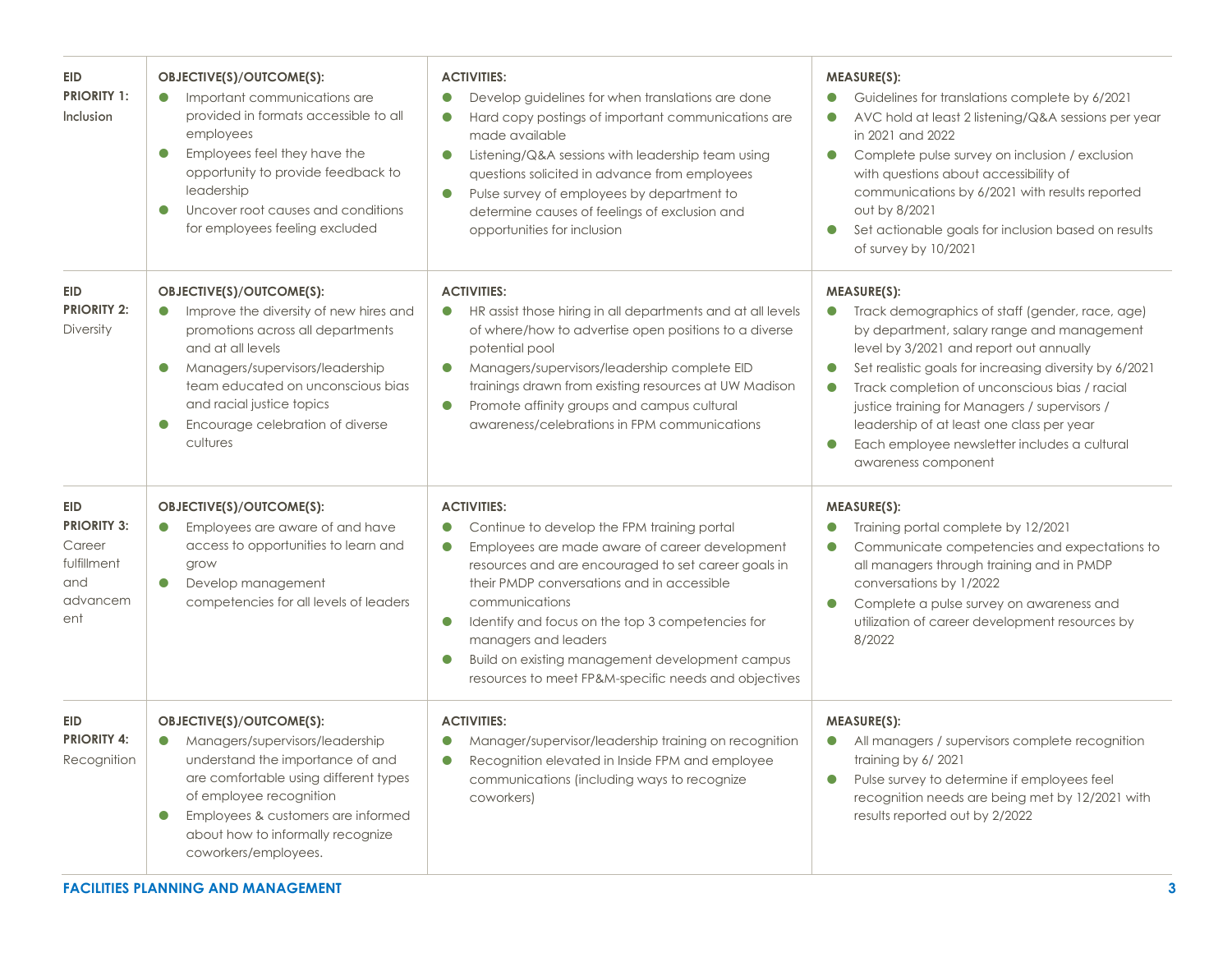| | | | |
|---|---|---|---|
| **EID PRIORITY 1:** Inclusion | **OBJECTIVE(S)/OUTCOME(S):**<br>● Important communications are provided in formats accessible to all employees<br>● Employees feel they have the opportunity to provide feedback to leadership<br>● Uncover root causes and conditions for employees feeling excluded | **ACTIVITIES:**<br>● Develop guidelines for when translations are done<br>● Hard copy postings of important communications are made available<br>● Listening/Q&A sessions with leadership team using questions solicited in advance from employees<br>● Pulse survey of employees by department to determine causes of feelings of exclusion and opportunities for inclusion | **MEASURE(S):**<br>● Guidelines for translations complete by 6/2021<br>● AVC hold at least 2 listening/Q&A sessions per year in 2021 and 2022<br>● Complete pulse survey on inclusion / exclusion with questions about accessibility of communications by 6/2021 with results reported out by 8/2021<br>● Set actionable goals for inclusion based on results of survey by 10/2021 |
| **EID PRIORITY 2:** Diversity | **OBJECTIVE(S)/OUTCOME(S):**<br>● Improve the diversity of new hires and promotions across all departments and at all levels<br>● Managers/supervisors/leadership team educated on unconscious bias and racial justice topics<br>● Encourage celebration of diverse cultures | **ACTIVITIES:**<br>● HR assist those hiring in all departments and at all levels of where/how to advertise open positions to a diverse potential pool<br>● Managers/supervisors/leadership complete EID trainings drawn from existing resources at UW Madison<br>● Promote affinity groups and campus cultural awareness/celebrations in FPM communications | **MEASURE(S):**<br>● Track demographics of staff (gender, race, age) by department, salary range and management level by 3/2021 and report out annually<br>● Set realistic goals for increasing diversity by 6/2021<br>● Track completion of unconscious bias / racial justice training for Managers / supervisors / leadership of at least one class per year<br>● Each employee newsletter includes a cultural awareness component |
| **EID PRIORITY 3:** Career fulfillment and advancement | **OBJECTIVE(S)/OUTCOME(S):**<br>● Employees are aware of and have access to opportunities to learn and grow<br>● Develop management competencies for all levels of leaders | **ACTIVITIES:**<br>● Continue to develop the FPM training portal<br>● Employees are made aware of career development resources and are encouraged to set career goals in their PMDP conversations and in accessible communications<br>● Identify and focus on the top 3 competencies for managers and leaders<br>● Build on existing management development campus resources to meet FP&M-specific needs and objectives | **MEASURE(S):**<br>● Training portal complete by 12/2021<br>● Communicate competencies and expectations to all managers through training and in PMDP conversations by 1/2022<br>● Complete a pulse survey on awareness and utilization of career development resources by 8/2022 |
| **EID PRIORITY 4:** Recognition | **OBJECTIVE(S)/OUTCOME(S):**<br>● Managers/supervisors/leadership understand the importance of and are comfortable using different types of employee recognition<br>● Employees & customers are informed about how to informally recognize coworkers/employees. | **ACTIVITIES:**<br>● Manager/supervisor/leadership training on recognition<br>● Recognition elevated in Inside FPM and employee communications (including ways to recognize coworkers) | **MEASURE(S):**<br>● All managers / supervisors complete recognition training by 6/ 2021<br>● Pulse survey to determine if employees feel recognition needs are being met by 12/2021 with results reported out by 2/2022 |